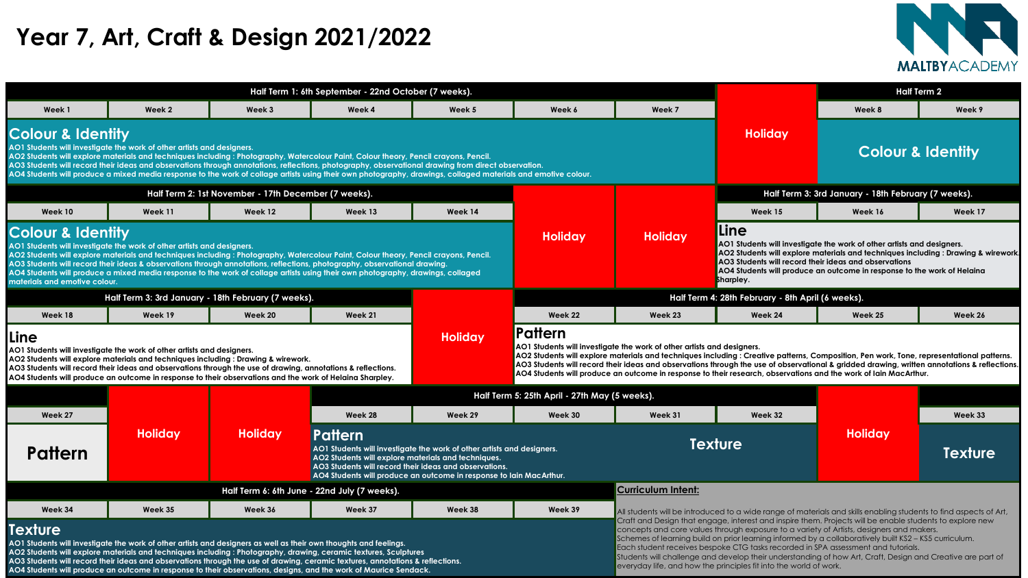# Year 7, Art, Craft & Design 2021/2022

MALTBY ACADEMY

## Half Term 1: 6th September - 22nd October (7 weeks).

| Week 1 | Week 2 | Week 3 | Week 4 | Week 5 | Week 6 | Week 7 | | Week 8 | Week 9 |
|---|---|---|---|---|---|---|---|---|---|
| **Colour & Identity** | | | | | | | Holiday | **Colour & Identity** (Half Term 2) | |

**Colour & Identity**
AO1 Students will investigate the work of other artists and designers.
AO2 Students will explore materials and techniques including : Photography, Watercolour Paint, Colour theory, Pencil crayons, Pencil.
AO3 Students will record their ideas and observations through annotations, reflections, photography, observational drawing from direct observation.
AO4 Students will produce a mixed media response to the work of collage artists using their own photography, drawings, collaged materials and emotive colour.

## Half Term 2: 1st November - 17th December (7 weeks).

| Week 10 | Week 11 | Week 12 | Week 13 | Week 14 | | | Week 15 | Week 16 | Week 17 |
|---|---|---|---|---|---|---|---|---|---|
| **Colour & Identity** | | | | | Holiday | Holiday | **Line** (Half Term 3: 3rd January - 18th February (7 weeks).) | | |

**Colour & Identity**
AO1 Students will investigate the work of other artists and designers.
AO2 Students will explore materials and techniques including : Photography, Watercolour Paint, Colour theory, Pencil crayons, Pencil.
AO3 Students will record their ideas & observations through annotations, reflections, photography, observational drawing.
AO4 Students will produce a mixed media response to the work of collage artists using their own photography, drawings, collaged materials and emotive colour.

**Line**
AO1 Students will investigate the work of other artists and designers.
AO2 Students will explore materials and techniques including : Drawing & wirework.
AO3 Students will record their ideas and observations
AO4 Students will produce an outcome in response to the work of Helaina Sharpley.

## Half Term 3: 3rd January - 18th February (7 weeks).

| Week 18 | Week 19 | Week 20 | Week 21 | | Week 22 | Week 23 | Week 24 | Week 25 | Week 26 |
|---|---|---|---|---|---|---|---|---|---|
| **Line** | | | | Holiday | **Pattern** (Half Term 4: 28th February - 8th April (6 weeks).) | | | | |

**Line**
AO1 Students will investigate the work of other artists and designers.
AO2 Students will explore materials and techniques including : Drawing & wirework.
AO3 Students will record their ideas and observations through the use of drawing, annotations & reflections.
AO4 Students will produce an outcome in response to their observations and the work of Helaina Sharpley.

**Pattern**
AO1 Students will investigate the work of other artists and designers.
AO2 Students will explore materials and techniques including : Creative patterns, Composition, Pen work, Tone, representational patterns.
AO3 Students will record their ideas and observations through the use of observational & gridded drawing, written annotations & reflections.
AO4 Students will produce an outcome in response to their research, observations and the work of Iain MacArthur.

## Half Term 5: 25th April - 27th May (5 weeks).

| Week 27 | | | Week 28 | Week 29 | Week 30 | Week 31 | Week 32 | | Week 33 |
|---|---|---|---|---|---|---|---|---|---|
| **Pattern** | Holiday | Holiday | **Pattern** | | **Texture** | | | Holiday | **Texture** |

**Pattern**
AO1 Students will investigate the work of other artists and designers.
AO2 Students will explore materials and techniques.
AO3 Students will record their ideas and observations.
AO4 Students will produce an outcome in response to Iain MacArthur.

## Half Term 6: 6th June - 22nd July (7 weeks).

| Week 34 | Week 35 | Week 36 | Week 37 | Week 38 | Week 39 |
|---|---|---|---|---|---|
| **Texture** | | | | | |

**Texture**
AO1 Students will investigate the work of other artists and designers as well as their own thoughts and feelings.
AO2 Students will explore materials and techniques including : Photography, drawing, ceramic textures, Sculptures
AO3 Students will record their ideas and observations through the use of drawing, ceramic textures, annotations & reflections.
AO4 Students will produce an outcome in response to their observations, designs, and the work of Maurice Sendack.

## Curriculum Intent:

All students will be introduced to a wide range of materials and skills enabling students to find aspects of Art, Craft and Design that engage, interest and inspire them. Projects will be enable students to explore new concepts and core values through exposure to a variety of Artists, designers and makers.
Schemes of learning build on prior learning informed by a collaboratively built KS2 – KS5 curriculum.
Each student receives bespoke CTG tasks recorded in SPA assessment and tutorials.
Students will challenge and develop their understanding of how Art, Craft, Design and Creative are part of everyday life, and how the principles fit into the world of work.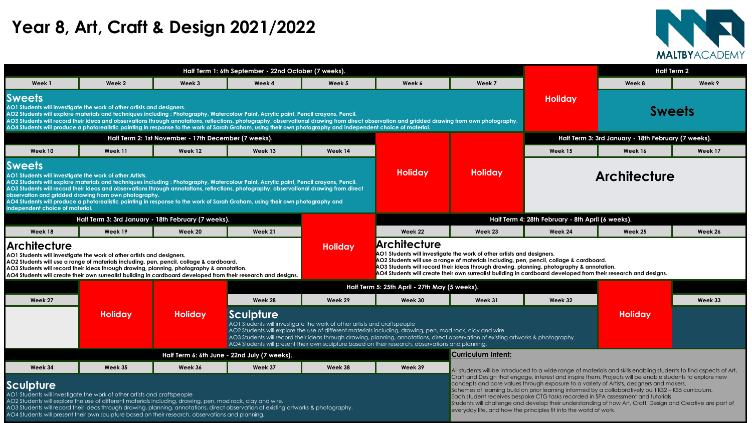# Year 8, Art, Craft & Design 2021/2022

MALTBY ACADEMY

## Half Term 1: 6th September - 22nd October (7 weeks).

| Week 1 | Week 2 | Week 3 | Week 4 | Week 5 | Week 6 | Week 7 | | Week 8 | Week 9 |
|---|---|---|---|---|---|---|---|---|---|
| Sweets | | | | | | | Holiday | Sweets | |

Half Term 2 (Weeks 8–9)

### Sweets
AO1 Students will investigate the work of other artists and designers.
AO2 Students will explore materials and techniques including : Photography, Watercolour Paint, Acrylic paint, Pencil crayons, Pencil.
AO3 Students will record their ideas and observations through annotations, reflections, photography, observational drawing from direct observation and gridded drawing from own photography.
AO4 Students will produce a photorealistic painting in response to the work of Sarah Graham, using their own photography and independent choice of material.

## Half Term 2: 1st November - 17th December (7 weeks).

| Week 10 | Week 11 | Week 12 | Week 13 | Week 14 | | | Week 15 | Week 16 | Week 17 |
|---|---|---|---|---|---|---|---|---|---|
| Sweets | | | | | Holiday | Holiday | Architecture | | |

Half Term 3: 3rd January - 18th February (7 weeks) begins at Week 15.

### Sweets
AO1 Students will investigate the work of other Artists.
AO2 Students will explore materials and techniques including : Photography, Watercolour Paint, Acrylic paint, Pencil crayons, Pencil.
AO3 Students will record their ideas and observations through annotations, reflections, photography, observational drawing from direct observation and gridded drawing from own photography.
AO4 Students will produce a photorealistic painting in response to the work of Sarah Graham, using their own photography and independent choice of material.

## Half Term 3: 3rd January - 18th February (7 weeks).

| Week 18 | Week 19 | Week 20 | Week 21 | | Week 22 | Week 23 | Week 24 | Week 25 | Week 26 |
|---|---|---|---|---|---|---|---|---|---|
| Architecture | | | | Holiday | Architecture | | | | |

Half Term 4: 28th February - 8th April (6 weeks) begins at Week 22.

### Architecture
AO1 Students will investigate the work of other artists and designers.
AO2 Students will use a range of materials including, pen, pencil, collage & cardboard.
AO3 Students will record their ideas through drawing, planning, photography & annotation.
AO4 Students will create their own surrealist building in cardboard developed from their research and designs.

## Half Term 5: 25th April - 27th May (5 weeks).

| Week 27 | | | Week 28 | Week 29 | Week 30 | Week 31 | Week 32 | | Week 33 |
|---|---|---|---|---|---|---|---|---|---|
| | Holiday | Holiday | Sculpture | | | | | Holiday | |

### Sculpture
AO1 Students will investigate the work of other artists and craftspeople
AO2 Students will explore the use of different materials including, drawing, pen, mod rock, clay and wire.
AO3 Students will record their ideas through drawing, planning, annotations, direct observation of existing artworks & photography.
AO4 Students will present their own sculpture based on their research, observations and planning.

## Half Term 6: 6th June - 22nd July (7 weeks).

| Week 34 | Week 35 | Week 36 | Week 37 | Week 38 | Week 39 |
|---|---|---|---|---|---|
| Sculpture | | | | | |

### Sculpture
AO1 Students will investigate the work of other artists and craftspeople
AO2 Students will explore the use of different materials including, drawing, pen, mod rock, clay and wire.
AO3 Students will record their ideas through drawing, planning, annotations, direct observation of existing artworks & photography.
AO4 Students will present their own sculpture based on their research, observations and planning.

### Curriculum Intent:

All students will be introduced to a wide range of materials and skills enabling students to find aspects of Art, Craft and Design that engage, interest and inspire them. Projects will be enable students to explore new concepts and core values through exposure to a variety of Artists, designers and makers.
Schemes of learning build on prior learning informed by a collaboratively built KS2 – KS5 curriculum.
Each student receives bespoke CTG tasks recorded in SPA assessment and tutorials.
Students will challenge and develop their understanding of how Art, Craft, Design and Creative are part of everyday life, and how the principles fit into the world of work.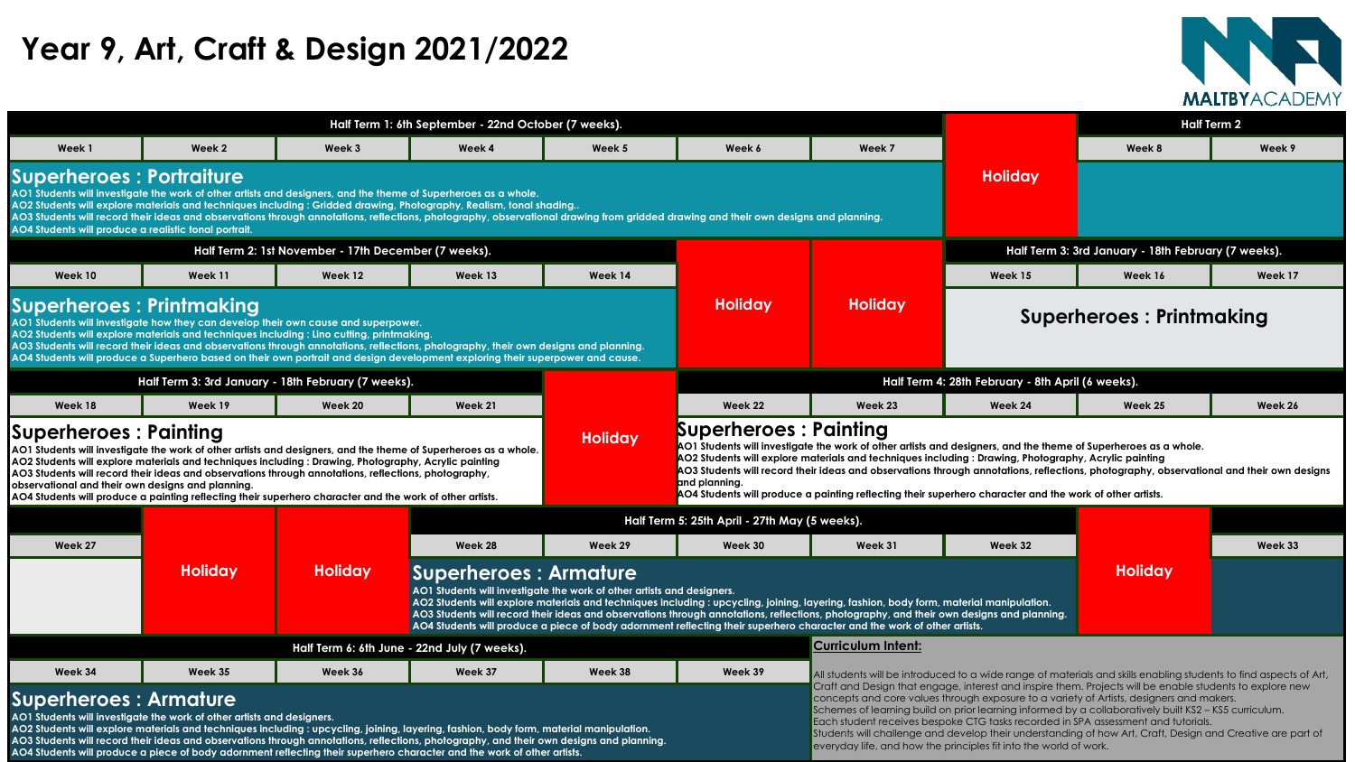# Year 9, Art, Craft & Design 2021/2022

MALTBY ACADEMY

## Half Term 1: 6th September - 22nd October (7 weeks).

| Week 1 | Week 2 | Week 3 | Week 4 | Week 5 | Week 6 | Week 7 | | Week 8 | Week 9 |
|---|---|---|---|---|---|---|---|---|---|
| Superheroes : Portraiture | | | | | | | Holiday | | |

Half Term 2 (Week 8, Week 9)

### Superheroes : Portraiture

AO1 Students will investigate the work of other artists and designers, and the theme of Superheroes as a whole.
AO2 Students will explore materials and techniques including : Gridded drawing, Photography, Realism, tonal shading..
AO3 Students will record their ideas and observations through annotations, reflections, photography, observational drawing from gridded drawing and their own designs and planning.
AO4 Students will produce a realistic tonal portrait.

## Half Term 2: 1st November - 17th December (7 weeks).

| Week 10 | Week 11 | Week 12 | Week 13 | Week 14 | | | Week 15 | Week 16 | Week 17 |
|---|---|---|---|---|---|---|---|---|---|
| Superheroes : Printmaking | | | | | Holiday | Holiday | Superheroes : Printmaking | | |

Half Term 3: 3rd January - 18th February (7 weeks). (Week 15, Week 16, Week 17)

### Superheroes : Printmaking

AO1 Students will investigate how they can develop their own cause and superpower.
AO2 Students will explore materials and techniques including : Lino cutting, printmaking.
AO3 Students will record their ideas and observations through annotations, reflections, photography, their own designs and planning.
AO4 Students will produce a Superhero based on their own portrait and design development exploring their superpower and cause.

## Half Term 3: 3rd January - 18th February (7 weeks).

| Week 18 | Week 19 | Week 20 | Week 21 | | Week 22 | Week 23 | Week 24 | Week 25 | Week 26 |
|---|---|---|---|---|---|---|---|---|---|
| Superheroes : Painting | | | | Holiday | Superheroes : Painting | | | | |

### Superheroes : Painting

AO1 Students will investigate the work of other artists and designers, and the theme of Superheroes as a whole.
AO2 Students will explore materials and techniques including : Drawing, Photography, Acrylic painting
AO3 Students will record their ideas and observations through annotations, reflections, photography, observational and their own designs and planning.
AO4 Students will produce a painting reflecting their superhero character and the work of other artists.

## Half Term 4: 28th February - 8th April (6 weeks).

### Superheroes : Painting

AO1 Students will investigate the work of other artists and designers, and the theme of Superheroes as a whole.
AO2 Students will explore materials and techniques including : Drawing, Photography, Acrylic painting
AO3 Students will record their ideas and observations through annotations, reflections, photography, observational and their own designs and planning.
AO4 Students will produce a painting reflecting their superhero character and the work of other artists.

## Half Term 5: 25th April - 27th May (5 weeks).

| Week 27 | | | Week 28 | Week 29 | Week 30 | Week 31 | Week 32 | | Week 33 |
|---|---|---|---|---|---|---|---|---|---|
| | Holiday | Holiday | Superheroes : Armature | | | | | Holiday | |

### Superheroes : Armature

AO1 Students will investigate the work of other artists and designers.
AO2 Students will explore materials and techniques including : upcycling, joining, layering, fashion, body form, material manipulation.
AO3 Students will record their ideas and observations through annotations, reflections, photography, and their own designs and planning.
AO4 Students will produce a piece of body adornment reflecting their superhero character and the work of other artists.

## Half Term 6: 6th June - 22nd July (7 weeks).

| Week 34 | Week 35 | Week 36 | Week 37 | Week 38 | Week 39 |
|---|---|---|---|---|---|
| Superheroes : Armature | | | | | |

### Superheroes : Armature

AO1 Students will investigate the work of other artists and designers.
AO2 Students will explore materials and techniques including : upcycling, joining, layering, fashion, body form, material manipulation.
AO3 Students will record their ideas and observations through annotations, reflections, photography, and their own designs and planning.
AO4 Students will produce a piece of body adornment reflecting their superhero character and the work of other artists.

## Curriculum Intent:

All students will be introduced to a wide range of materials and skills enabling students to find aspects of Art, Craft and Design that engage, interest and inspire them. Projects will be enable students to explore new concepts and core values through exposure to a variety of Artists, designers and makers.
Schemes of learning build on prior learning informed by a collaboratively built KS2 – KS5 curriculum.
Each student receives bespoke CTG tasks recorded in SPA assessment and tutorials.
Students will challenge and develop their understanding of how Art, Craft, Design and Creative are part of everyday life, and how the principles fit into the world of work.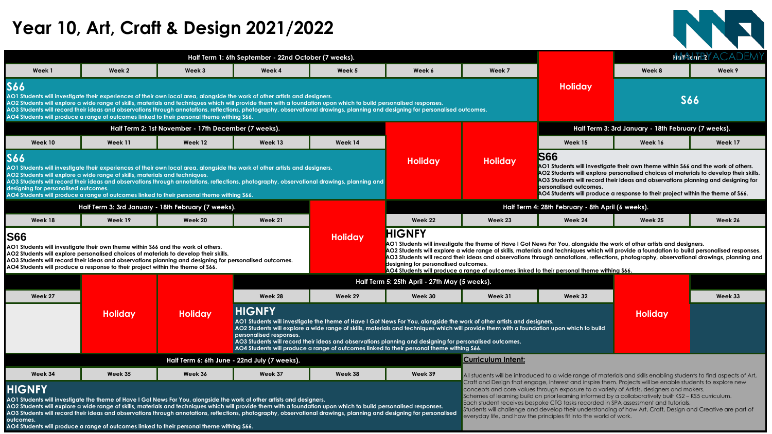# Year 10, Art, Craft & Design 2021/2022

## Half Term 1: 6th September - 22nd October (7 weeks).

| Week 1 | Week 2 | Week 3 | Week 4 | Week 5 | Week 6 | Week 7 |
|---|---|---|---|---|---|---|
| S66 | | | | | | |

**S66**
AO1 Students will investigate their experiences of their own local area, alongside the work of other artists and designers.
AO2 Students will explore a wide range of skills, materials and techniques which will provide them with a foundation upon which to build personalised responses.
AO3 Students will record their ideas and observations through annotations, reflections, photography, observational drawings, planning and designing for personalised outcomes.
AO4 Students will produce a range of outcomes linked to their personal theme withing S66.

**Holiday**

## Half Term 2

| Week 8 | Week 9 |
|---|---|
| S66 | S66 |

## Half Term 2: 1st November - 17th December (7 weeks).

| Week 10 | Week 11 | Week 12 | Week 13 | Week 14 | | |
|---|---|---|---|---|---|---|
| S66 | S66 | S66 | S66 | S66 | Holiday | Holiday |

**S66**
AO1 Students will investigate their experiences of their own local area, alongside the work of other artists and designers.
AO2 Students will explore a wide range of skills, materials and techniques.
AO3 Students will record their ideas and observations through annotations, reflections, photography, observational drawings, planning and designing for personalised outcomes.
AO4 Students will produce a range of outcomes linked to their personal theme withing S66.

## Half Term 3: 3rd January - 18th February (7 weeks).

| Week 15 | Week 16 | Week 17 | Week 18 | Week 19 | Week 20 | Week 21 | |
|---|---|---|---|---|---|---|---|
| S66 | S66 | S66 | S66 | S66 | S66 | S66 | Holiday |

**S66**
AO1 Students will investigate their own theme within S66 and the work of others.
AO2 Students will explore personalised choices of materials to develop their skills.
AO3 Students will record their ideas and observations planning and designing for personalised outcomes.
AO4 Students will produce a response to their project within the theme of S66.

## Half Term 4: 28th February - 8th April (6 weeks).

| Week 22 | Week 23 | Week 24 | Week 25 | Week 26 | Week 27 | | |
|---|---|---|---|---|---|---|---|
| HIGNFY | HIGNFY | HIGNFY | HIGNFY | HIGNFY | | Holiday | Holiday |

**HIGNFY**
AO1 Students will investigate the theme of Have I Got News For You, alongside the work of other artists and designers.
AO2 Students will explore a wide range of skills, materials and techniques which will provide a foundation to build personalised responses.
AO3 Students will record their ideas and observations through annotations, reflections, photography, observational drawings, planning and designing for personalised outcomes.
AO4 Students will produce a range of outcomes linked to their personal theme withing S66.

## Half Term 5: 25th April - 27th May (5 weeks).

| Week 28 | Week 29 | Week 30 | Week 31 | Week 32 | | Week 33 |
|---|---|---|---|---|---|---|
| HIGNFY | HIGNFY | HIGNFY | HIGNFY | HIGNFY | Holiday | |

**HIGNFY**
AO1 Students will investigate the theme of Have I Got News For You, alongside the work of other artists and designers.
AO2 Students will explore a wide range of skills, materials and techniques which will provide them with a foundation upon which to build personalised responses.
AO3 Students will record their ideas and observations planning and designing for personalised outcomes.
AO4 Students will produce a range of outcomes linked to their personal theme withing S66.

## Half Term 6: 6th June - 22nd July (7 weeks).

| Week 34 | Week 35 | Week 36 | Week 37 | Week 38 | Week 39 |
|---|---|---|---|---|---|
| HIGNFY | HIGNFY | HIGNFY | HIGNFY | HIGNFY | HIGNFY |

**HIGNFY**
AO1 Students will investigate the theme of Have I Got News For You, alongside the work of other artists and designers.
AO2 Students will explore a wide range of skills, materials and techniques which will provide them with a foundation upon which to build personalised responses.
AO3 Students will record their ideas and observations through annotations, reflections, photography, observational drawings, planning and designing for personalised outcomes.
AO4 Students will produce a range of outcomes linked to their personal theme withing S66.

## Curriculum Intent:

All students will be introduced to a wide range of materials and skills enabling students to find aspects of Art, Craft and Design that engage, interest and inspire them. Projects will be enable students to explore new concepts and core values through exposure to a variety of Artists, designers and makers.
Schemes of learning build on prior learning informed by a collaboratively built KS2 – KS5 curriculum.
Each student receives bespoke CTG tasks recorded in SPA assessment and tutorials.
Students will challenge and develop their understanding of how Art, Craft, Design and Creative are part of everyday life, and how the principles fit into the world of work.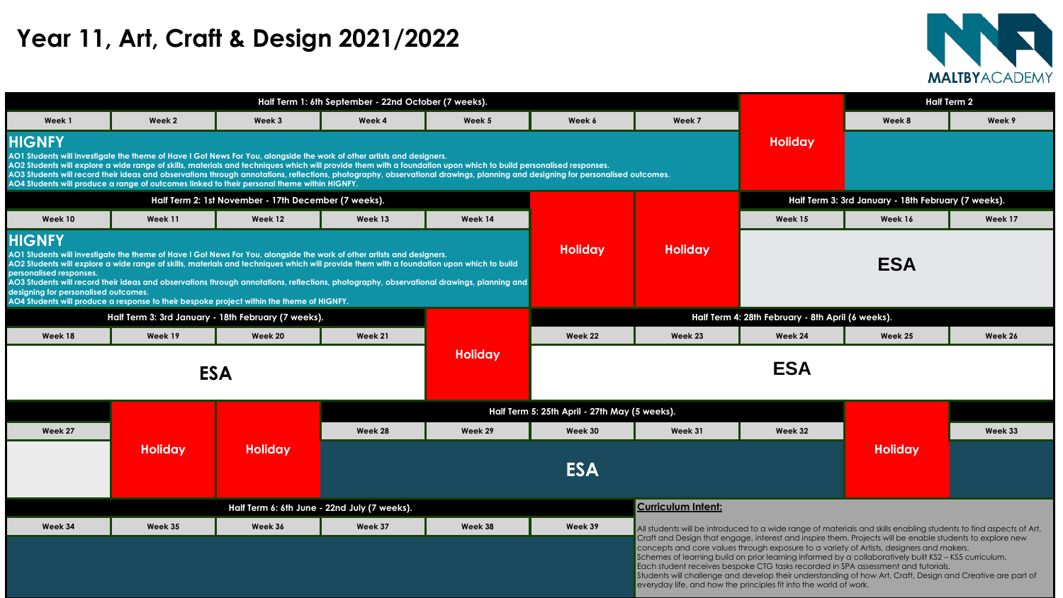# Year 11, Art, Craft & Design 2021/2022

MALTBY ACADEMY

| Half Term 1: 6th September - 22nd October (7 weeks). | | | | | | | | Half Term 2 | |
|---|---|---|---|---|---|---|---|---|---|
| Week 1 | Week 2 | Week 3 | Week 4 | Week 5 | Week 6 | Week 7 | Holiday | Week 8 | Week 9 |
| **HIGNFY** AO1 Students will investigate the theme of Have I Got News For You, alongside the work of other artists and designers. AO2 Students will explore a wide range of skills, materials and techniques which will provide them with a foundation upon which to build personalised responses. AO3 Students will record their ideas and observations through annotations, reflections, photography, observational drawings, planning and designing for personalised outcomes. AO4 Students will produce a range of outcomes linked to their personal theme within HIGNFY. | | | | | | | | | |

| Half Term 2: 1st November - 17th December (7 weeks). | | | | | | | Half Term 3: 3rd January - 18th February (7 weeks). | | |
|---|---|---|---|---|---|---|---|---|---|
| Week 10 | Week 11 | Week 12 | Week 13 | Week 14 | Holiday | Holiday | Week 15 | Week 16 | Week 17 |
| **HIGNFY** AO1 Students will investigate the theme of Have I Got News For You, alongside the work of other artists and designers. AO2 Students will explore a wide range of skills, materials and techniques which will provide them with a foundation upon which to build personalised responses. AO3 Students will record their ideas and observations through annotations, reflections, photography, observational drawings, planning and designing for personalised outcomes. AO4 Students will produce a response to their bespoke project within the theme of HIGNFY. | | | | | | | ESA | | |

| Half Term 3: 3rd January - 18th February (7 weeks). | | | | | Half Term 4: 28th February - 8th April (6 weeks). | | | | |
|---|---|---|---|---|---|---|---|---|---|
| Week 18 | Week 19 | Week 20 | Week 21 | Holiday | Week 22 | Week 23 | Week 24 | Week 25 | Week 26 |
| ESA | | | | | ESA | | | | |

| | | | Half Term 5: 25th April - 27th May (5 weeks). | | | | | | |
|---|---|---|---|---|---|---|---|---|---|
| Week 27 | Holiday | Holiday | Week 28 | Week 29 | Week 30 | Week 31 | Week 32 | Holiday | Week 33 |
| | | | ESA | | | | | | |

| Half Term 6: 6th June - 22nd July (7 weeks). | | | | | |
|---|---|---|---|---|---|
| Week 34 | Week 35 | Week 36 | Week 37 | Week 38 | Week 39 |
| | | | | | |

**Curriculum Intent:**

All students will be introduced to a wide range of materials and skills enabling students to find aspects of Art, Craft and Design that engage, interest and inspire them. Projects will be enable students to explore new concepts and core values through exposure to a variety of Artists, designers and makers.
Schemes of learning build on prior learning informed by a collaboratively built KS2 – KS5 curriculum.
Each student receives bespoke CTG tasks recorded in SPA assessment and tutorials.
Students will challenge and develop their understanding of how Art, Craft, Design and Creative are part of everyday life, and how the principles fit into the world of work.